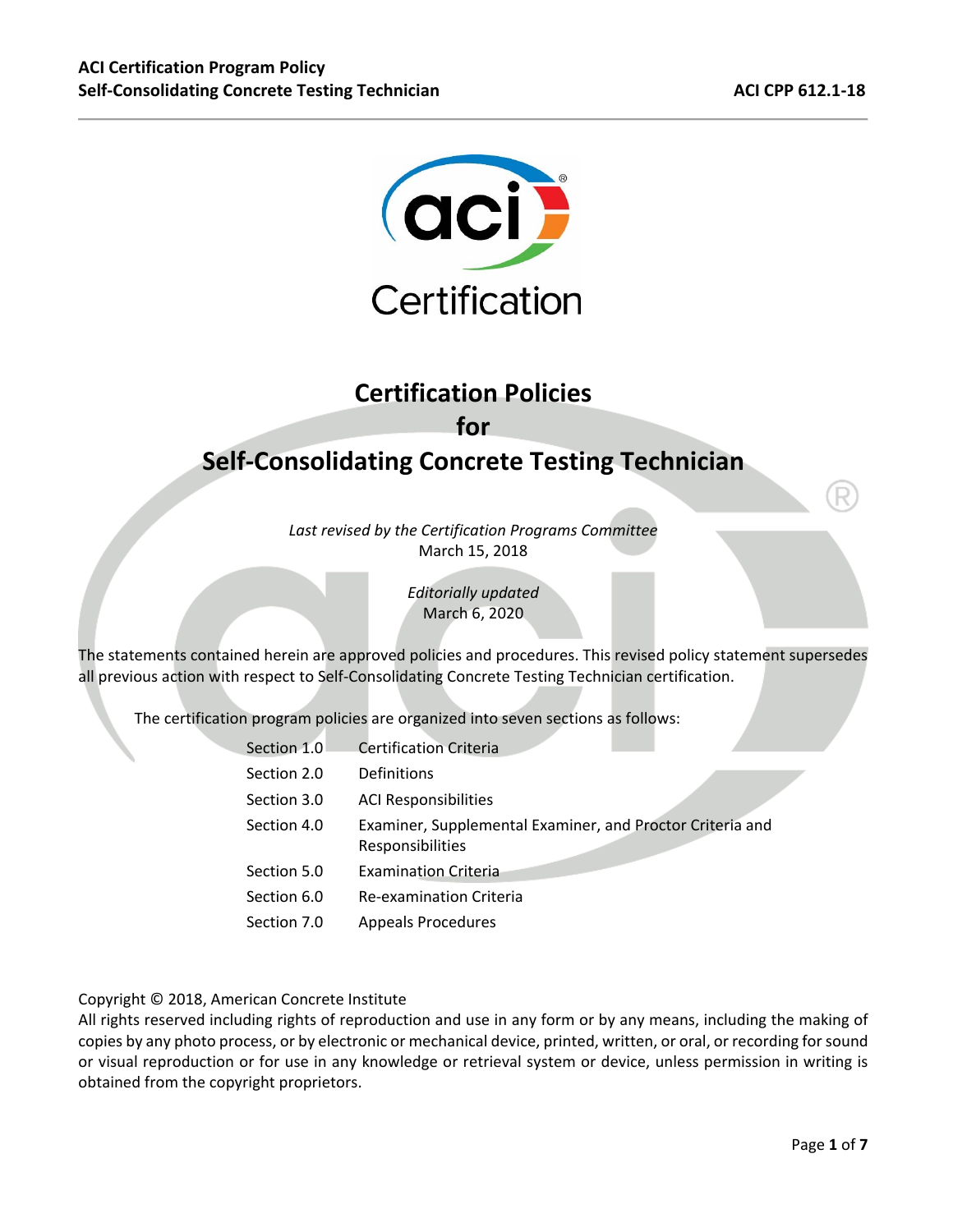# Certification Policies for Self-Consolidating Concrete Testing Technician

*Last revised by the Certification Programs Committee*
March 15, 2018

*Editorially updated*
March 6, 2020

The statements contained herein are approved policies and procedures. This revised policy statement supersedes all previous action with respect to Self-Consolidating Concrete Testing Technician certification.

The certification program policies are organized into seven sections as follows:

| | |
|---|---|
| Section 1.0 | Certification Criteria |
| Section 2.0 | Definitions |
| Section 3.0 | ACI Responsibilities |
| Section 4.0 | Examiner, Supplemental Examiner, and Proctor Criteria and Responsibilities |
| Section 5.0 | Examination Criteria |
| Section 6.0 | Re-examination Criteria |
| Section 7.0 | Appeals Procedures |

Copyright © 2018, American Concrete Institute
All rights reserved including rights of reproduction and use in any form or by any means, including the making of copies by any photo process, or by electronic or mechanical device, printed, written, or oral, or recording for sound or visual reproduction or for use in any knowledge or retrieval system or device, unless permission in writing is obtained from the copyright proprietors.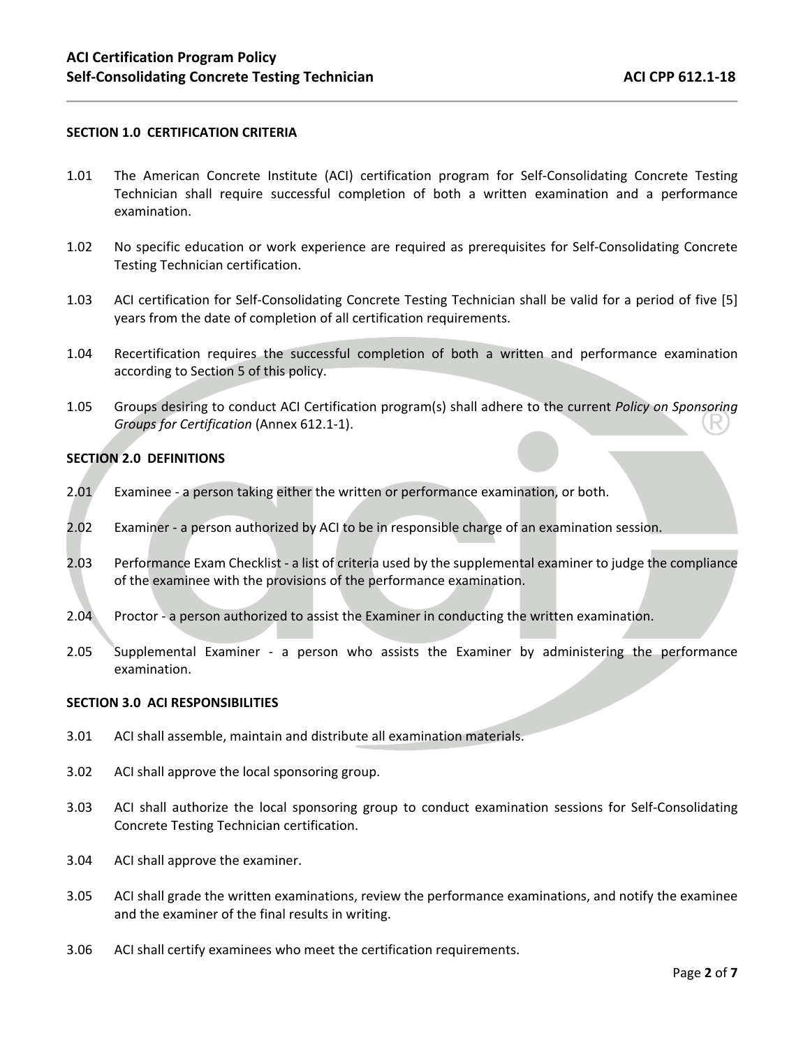## SECTION 1.0 CERTIFICATION CRITERIA

1.01 The American Concrete Institute (ACI) certification program for Self-Consolidating Concrete Testing Technician shall require successful completion of both a written examination and a performance examination.

1.02 No specific education or work experience are required as prerequisites for Self-Consolidating Concrete Testing Technician certification.

1.03 ACI certification for Self-Consolidating Concrete Testing Technician shall be valid for a period of five [5] years from the date of completion of all certification requirements.

1.04 Recertification requires the successful completion of both a written and performance examination according to Section 5 of this policy.

1.05 Groups desiring to conduct ACI Certification program(s) shall adhere to the current *Policy on Sponsoring Groups for Certification* (Annex 612.1-1).

## SECTION 2.0 DEFINITIONS

2.01 Examinee - a person taking either the written or performance examination, or both.

2.02 Examiner - a person authorized by ACI to be in responsible charge of an examination session.

2.03 Performance Exam Checklist - a list of criteria used by the supplemental examiner to judge the compliance of the examinee with the provisions of the performance examination.

2.04 Proctor - a person authorized to assist the Examiner in conducting the written examination.

2.05 Supplemental Examiner - a person who assists the Examiner by administering the performance examination.

## SECTION 3.0 ACI RESPONSIBILITIES

3.01 ACI shall assemble, maintain and distribute all examination materials.

3.02 ACI shall approve the local sponsoring group.

3.03 ACI shall authorize the local sponsoring group to conduct examination sessions for Self-Consolidating Concrete Testing Technician certification.

3.04 ACI shall approve the examiner.

3.05 ACI shall grade the written examinations, review the performance examinations, and notify the examinee and the examiner of the final results in writing.

3.06 ACI shall certify examinees who meet the certification requirements.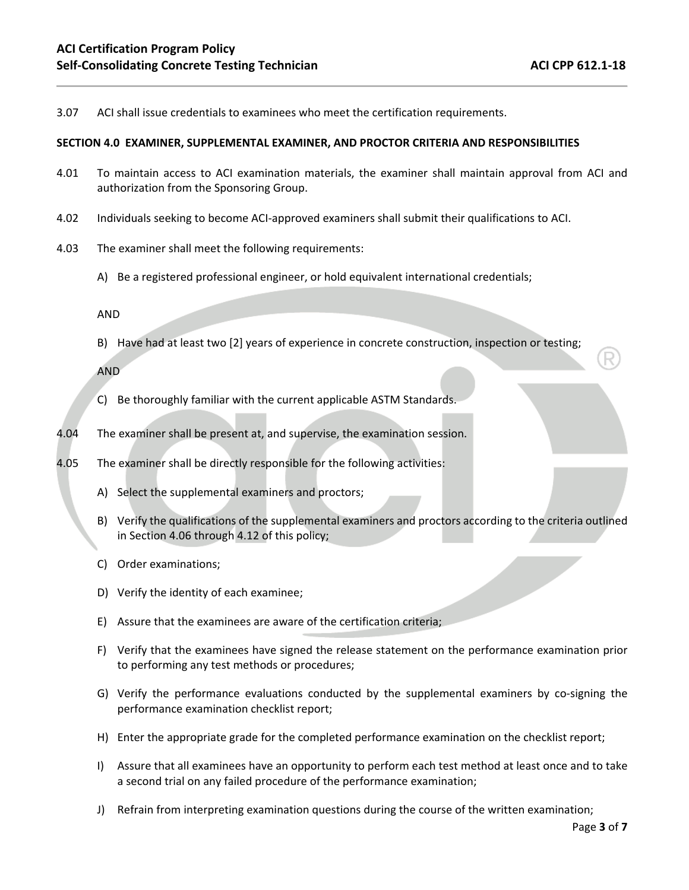3.07 ACI shall issue credentials to examinees who meet the certification requirements.

**SECTION 4.0 EXAMINER, SUPPLEMENTAL EXAMINER, AND PROCTOR CRITERIA AND RESPONSIBILITIES**

4.01 To maintain access to ACI examination materials, the examiner shall maintain approval from ACI and authorization from the Sponsoring Group.

4.02 Individuals seeking to become ACI-approved examiners shall submit their qualifications to ACI.

4.03 The examiner shall meet the following requirements:

A) Be a registered professional engineer, or hold equivalent international credentials;

AND

B) Have had at least two [2] years of experience in concrete construction, inspection or testing;

AND

C) Be thoroughly familiar with the current applicable ASTM Standards.

4.04 The examiner shall be present at, and supervise, the examination session.

4.05 The examiner shall be directly responsible for the following activities:

A) Select the supplemental examiners and proctors;

B) Verify the qualifications of the supplemental examiners and proctors according to the criteria outlined in Section 4.06 through 4.12 of this policy;

C) Order examinations;

D) Verify the identity of each examinee;

E) Assure that the examinees are aware of the certification criteria;

F) Verify that the examinees have signed the release statement on the performance examination prior to performing any test methods or procedures;

G) Verify the performance evaluations conducted by the supplemental examiners by co-signing the performance examination checklist report;

H) Enter the appropriate grade for the completed performance examination on the checklist report;

I) Assure that all examinees have an opportunity to perform each test method at least once and to take a second trial on any failed procedure of the performance examination;

J) Refrain from interpreting examination questions during the course of the written examination;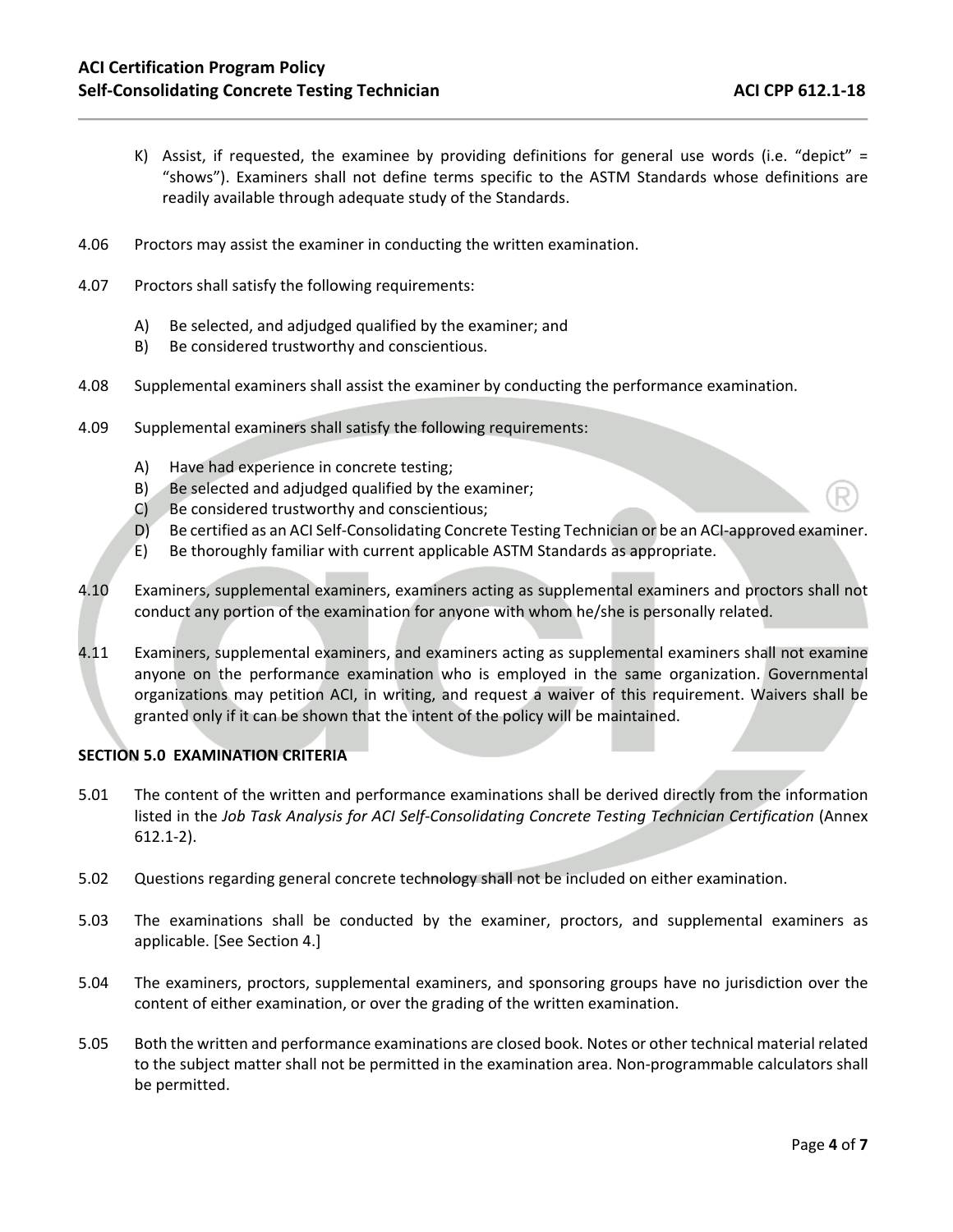K) Assist, if requested, the examinee by providing definitions for general use words (i.e. "depict" = "shows"). Examiners shall not define terms specific to the ASTM Standards whose definitions are readily available through adequate study of the Standards.

4.06 Proctors may assist the examiner in conducting the written examination.

4.07 Proctors shall satisfy the following requirements:

A) Be selected, and adjudged qualified by the examiner; and
B) Be considered trustworthy and conscientious.

4.08 Supplemental examiners shall assist the examiner by conducting the performance examination.

4.09 Supplemental examiners shall satisfy the following requirements:

A) Have had experience in concrete testing;
B) Be selected and adjudged qualified by the examiner;
C) Be considered trustworthy and conscientious;
D) Be certified as an ACI Self-Consolidating Concrete Testing Technician or be an ACI-approved examiner.
E) Be thoroughly familiar with current applicable ASTM Standards as appropriate.

4.10 Examiners, supplemental examiners, examiners acting as supplemental examiners and proctors shall not conduct any portion of the examination for anyone with whom he/she is personally related.

4.11 Examiners, supplemental examiners, and examiners acting as supplemental examiners shall not examine anyone on the performance examination who is employed in the same organization. Governmental organizations may petition ACI, in writing, and request a waiver of this requirement. Waivers shall be granted only if it can be shown that the intent of the policy will be maintained.

## SECTION 5.0 EXAMINATION CRITERIA

5.01 The content of the written and performance examinations shall be derived directly from the information listed in the *Job Task Analysis for ACI Self-Consolidating Concrete Testing Technician Certification* (Annex 612.1-2).

5.02 Questions regarding general concrete technology shall not be included on either examination.

5.03 The examinations shall be conducted by the examiner, proctors, and supplemental examiners as applicable. [See Section 4.]

5.04 The examiners, proctors, supplemental examiners, and sponsoring groups have no jurisdiction over the content of either examination, or over the grading of the written examination.

5.05 Both the written and performance examinations are closed book. Notes or other technical material related to the subject matter shall not be permitted in the examination area. Non-programmable calculators shall be permitted.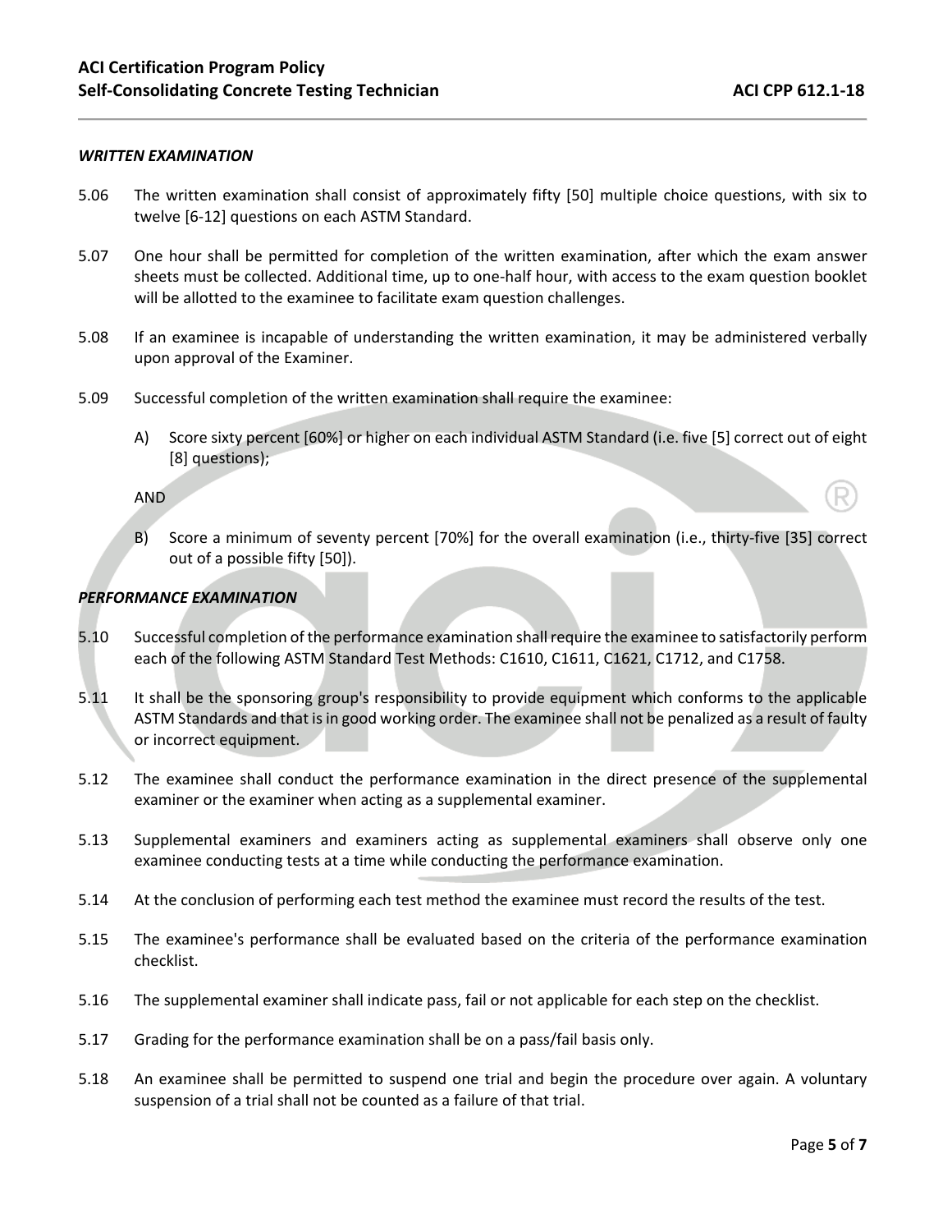### *WRITTEN EXAMINATION*

5.06 The written examination shall consist of approximately fifty [50] multiple choice questions, with six to twelve [6-12] questions on each ASTM Standard.

5.07 One hour shall be permitted for completion of the written examination, after which the exam answer sheets must be collected. Additional time, up to one-half hour, with access to the exam question booklet will be allotted to the examinee to facilitate exam question challenges.

5.08 If an examinee is incapable of understanding the written examination, it may be administered verbally upon approval of the Examiner.

5.09 Successful completion of the written examination shall require the examinee:

A) Score sixty percent [60%] or higher on each individual ASTM Standard (i.e. five [5] correct out of eight [8] questions);

AND

B) Score a minimum of seventy percent [70%] for the overall examination (i.e., thirty-five [35] correct out of a possible fifty [50]).

### *PERFORMANCE EXAMINATION*

5.10 Successful completion of the performance examination shall require the examinee to satisfactorily perform each of the following ASTM Standard Test Methods: C1610, C1611, C1621, C1712, and C1758.

5.11 It shall be the sponsoring group's responsibility to provide equipment which conforms to the applicable ASTM Standards and that is in good working order. The examinee shall not be penalized as a result of faulty or incorrect equipment.

5.12 The examinee shall conduct the performance examination in the direct presence of the supplemental examiner or the examiner when acting as a supplemental examiner.

5.13 Supplemental examiners and examiners acting as supplemental examiners shall observe only one examinee conducting tests at a time while conducting the performance examination.

5.14 At the conclusion of performing each test method the examinee must record the results of the test.

5.15 The examinee's performance shall be evaluated based on the criteria of the performance examination checklist.

5.16 The supplemental examiner shall indicate pass, fail or not applicable for each step on the checklist.

5.17 Grading for the performance examination shall be on a pass/fail basis only.

5.18 An examinee shall be permitted to suspend one trial and begin the procedure over again. A voluntary suspension of a trial shall not be counted as a failure of that trial.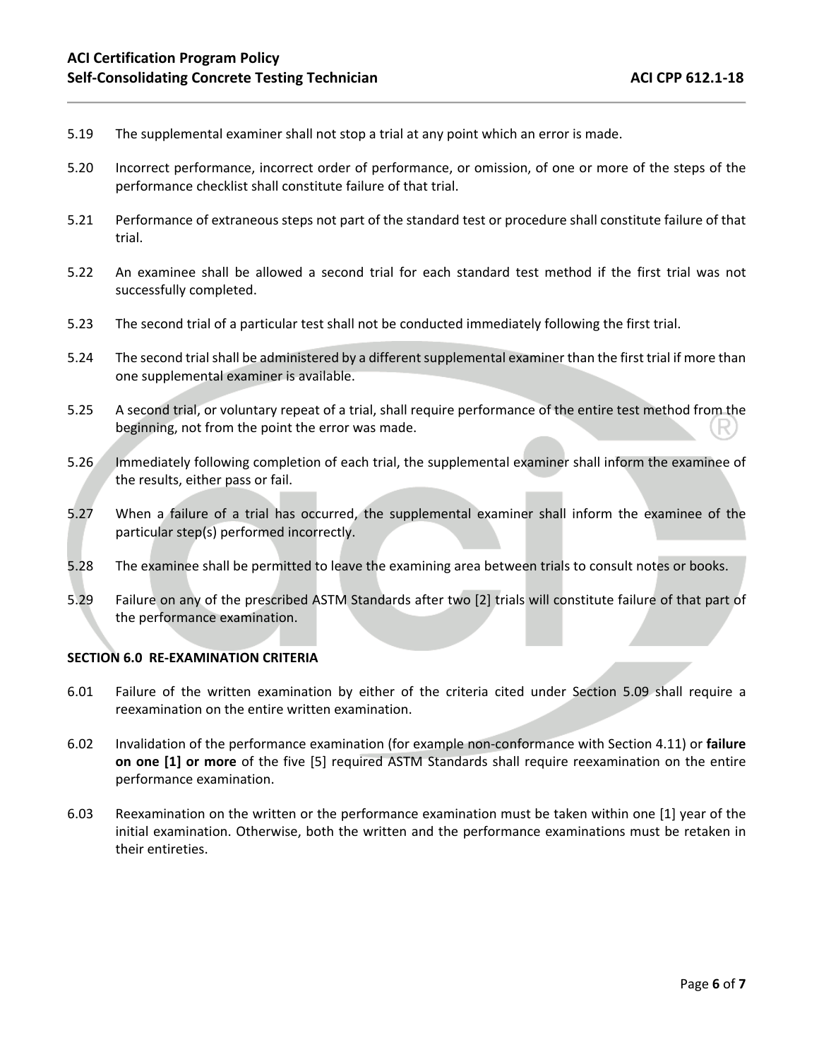5.19 The supplemental examiner shall not stop a trial at any point which an error is made.

5.20 Incorrect performance, incorrect order of performance, or omission, of one or more of the steps of the performance checklist shall constitute failure of that trial.

5.21 Performance of extraneous steps not part of the standard test or procedure shall constitute failure of that trial.

5.22 An examinee shall be allowed a second trial for each standard test method if the first trial was not successfully completed.

5.23 The second trial of a particular test shall not be conducted immediately following the first trial.

5.24 The second trial shall be administered by a different supplemental examiner than the first trial if more than one supplemental examiner is available.

5.25 A second trial, or voluntary repeat of a trial, shall require performance of the entire test method from the beginning, not from the point the error was made.

5.26 Immediately following completion of each trial, the supplemental examiner shall inform the examinee of the results, either pass or fail.

5.27 When a failure of a trial has occurred, the supplemental examiner shall inform the examinee of the particular step(s) performed incorrectly.

5.28 The examinee shall be permitted to leave the examining area between trials to consult notes or books.

5.29 Failure on any of the prescribed ASTM Standards after two [2] trials will constitute failure of that part of the performance examination.

**SECTION 6.0 RE-EXAMINATION CRITERIA**

6.01 Failure of the written examination by either of the criteria cited under Section 5.09 shall require a reexamination on the entire written examination.

6.02 Invalidation of the performance examination (for example non-conformance with Section 4.11) or **failure on one [1] or more** of the five [5] required ASTM Standards shall require reexamination on the entire performance examination.

6.03 Reexamination on the written or the performance examination must be taken within one [1] year of the initial examination. Otherwise, both the written and the performance examinations must be retaken in their entireties.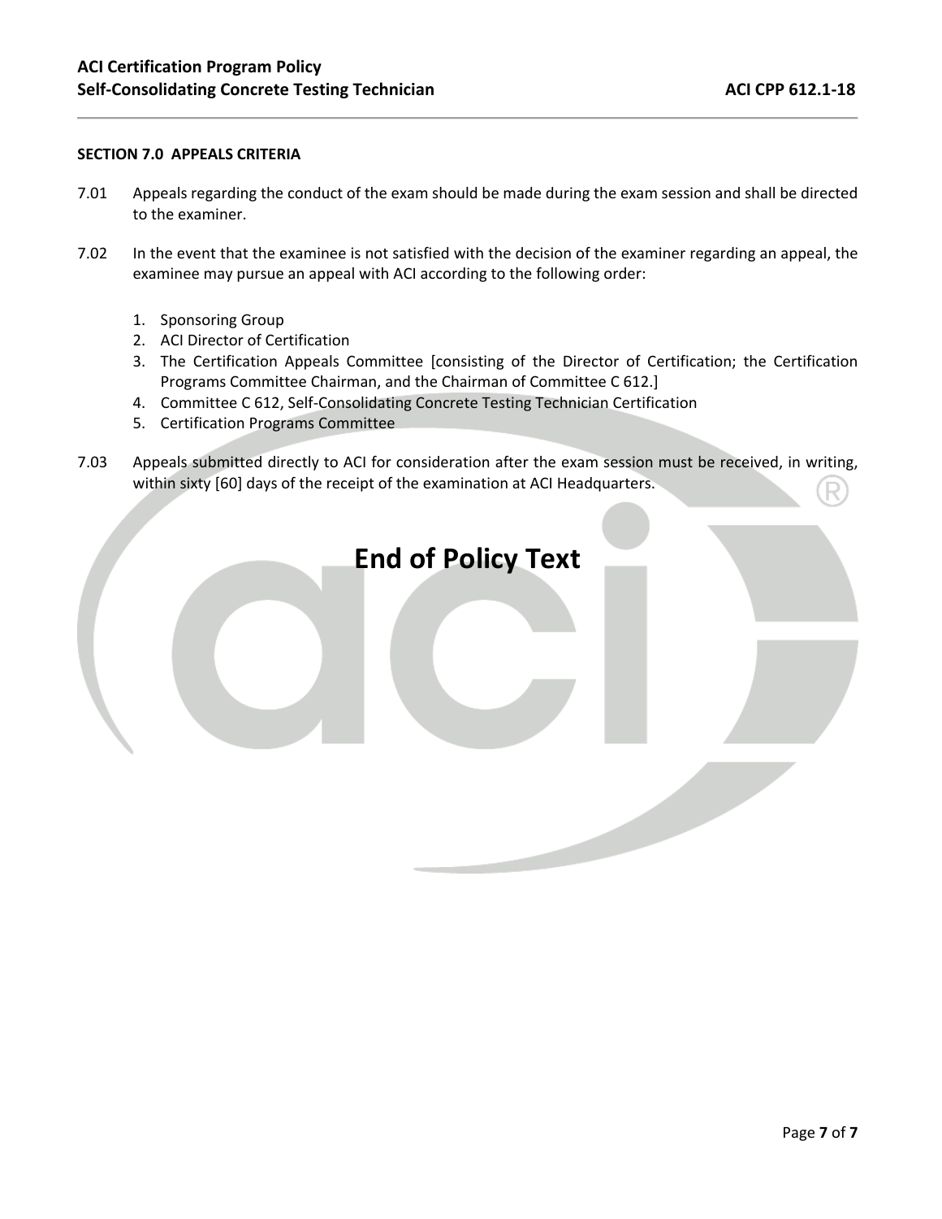**SECTION 7.0 APPEALS CRITERIA**

7.01 Appeals regarding the conduct of the exam should be made during the exam session and shall be directed to the examiner.

7.02 In the event that the examinee is not satisfied with the decision of the examiner regarding an appeal, the examinee may pursue an appeal with ACI according to the following order:

1. Sponsoring Group
2. ACI Director of Certification
3. The Certification Appeals Committee [consisting of the Director of Certification; the Certification Programs Committee Chairman, and the Chairman of Committee C 612.]
4. Committee C 612, Self-Consolidating Concrete Testing Technician Certification
5. Certification Programs Committee

7.03 Appeals submitted directly to ACI for consideration after the exam session must be received, in writing, within sixty [60] days of the receipt of the examination at ACI Headquarters.

# End of Policy Text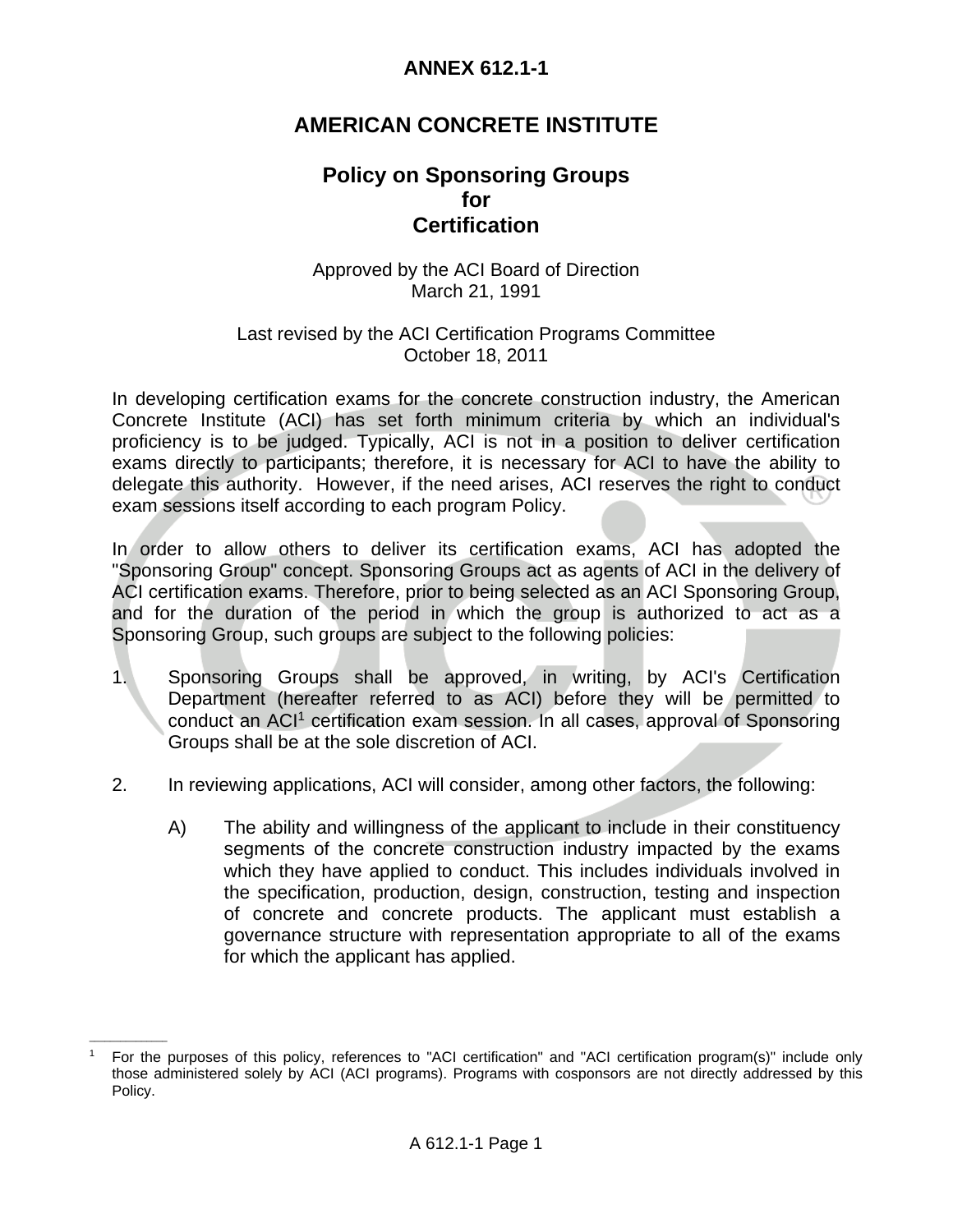# ANNEX 612.1-1

# AMERICAN CONCRETE INSTITUTE

## Policy on Sponsoring Groups for Certification

Approved by the ACI Board of Direction
March 21, 1991

Last revised by the ACI Certification Programs Committee
October 18, 2011

In developing certification exams for the concrete construction industry, the American Concrete Institute (ACI) has set forth minimum criteria by which an individual's proficiency is to be judged. Typically, ACI is not in a position to deliver certification exams directly to participants; therefore, it is necessary for ACI to have the ability to delegate this authority. However, if the need arises, ACI reserves the right to conduct exam sessions itself according to each program Policy.

In order to allow others to deliver its certification exams, ACI has adopted the "Sponsoring Group" concept. Sponsoring Groups act as agents of ACI in the delivery of ACI certification exams. Therefore, prior to being selected as an ACI Sponsoring Group, and for the duration of the period in which the group is authorized to act as a Sponsoring Group, such groups are subject to the following policies:

1. Sponsoring Groups shall be approved, in writing, by ACI's Certification Department (hereafter referred to as ACI) before they will be permitted to conduct an ACI[1] certification exam session. In all cases, approval of Sponsoring Groups shall be at the sole discretion of ACI.

2. In reviewing applications, ACI will consider, among other factors, the following:

   A) The ability and willingness of the applicant to include in their constituency segments of the concrete construction industry impacted by the exams which they have applied to conduct. This includes individuals involved in the specification, production, design, construction, testing and inspection of concrete and concrete products. The applicant must establish a governance structure with representation appropriate to all of the exams for which the applicant has applied.

---

[1] For the purposes of this policy, references to "ACI certification" and "ACI certification program(s)" include only those administered solely by ACI (ACI programs). Programs with cosponsors are not directly addressed by this Policy.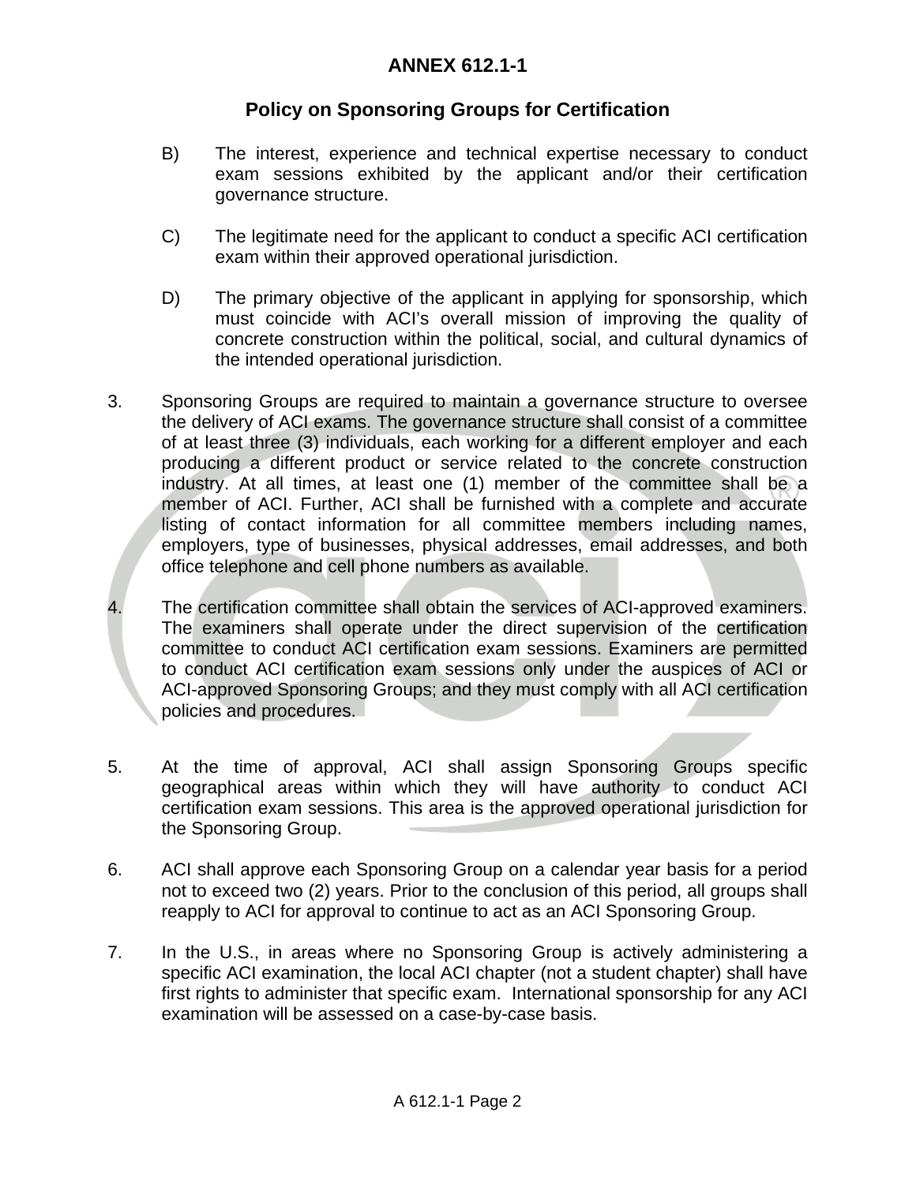# ANNEX 612.1-1

## Policy on Sponsoring Groups for Certification

B) The interest, experience and technical expertise necessary to conduct exam sessions exhibited by the applicant and/or their certification governance structure.

C) The legitimate need for the applicant to conduct a specific ACI certification exam within their approved operational jurisdiction.

D) The primary objective of the applicant in applying for sponsorship, which must coincide with ACI's overall mission of improving the quality of concrete construction within the political, social, and cultural dynamics of the intended operational jurisdiction.

3. Sponsoring Groups are required to maintain a governance structure to oversee the delivery of ACI exams. The governance structure shall consist of a committee of at least three (3) individuals, each working for a different employer and each producing a different product or service related to the concrete construction industry. At all times, at least one (1) member of the committee shall be a member of ACI. Further, ACI shall be furnished with a complete and accurate listing of contact information for all committee members including names, employers, type of businesses, physical addresses, email addresses, and both office telephone and cell phone numbers as available.

4. The certification committee shall obtain the services of ACI-approved examiners. The examiners shall operate under the direct supervision of the certification committee to conduct ACI certification exam sessions. Examiners are permitted to conduct ACI certification exam sessions only under the auspices of ACI or ACI-approved Sponsoring Groups; and they must comply with all ACI certification policies and procedures.

5. At the time of approval, ACI shall assign Sponsoring Groups specific geographical areas within which they will have authority to conduct ACI certification exam sessions. This area is the approved operational jurisdiction for the Sponsoring Group.

6. ACI shall approve each Sponsoring Group on a calendar year basis for a period not to exceed two (2) years. Prior to the conclusion of this period, all groups shall reapply to ACI for approval to continue to act as an ACI Sponsoring Group.

7. In the U.S., in areas where no Sponsoring Group is actively administering a specific ACI examination, the local ACI chapter (not a student chapter) shall have first rights to administer that specific exam. International sponsorship for any ACI examination will be assessed on a case-by-case basis.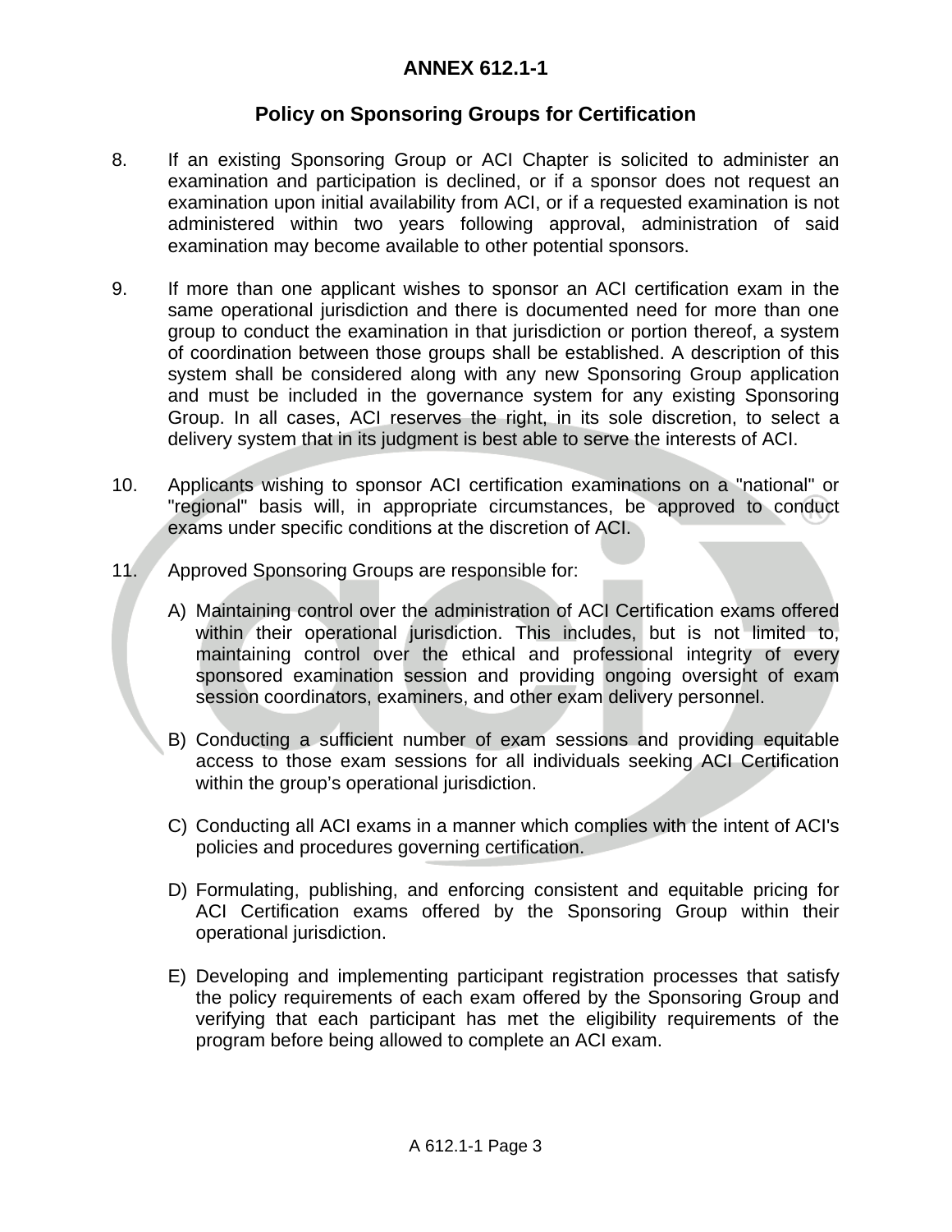# ANNEX 612.1-1

## Policy on Sponsoring Groups for Certification

8. If an existing Sponsoring Group or ACI Chapter is solicited to administer an examination and participation is declined, or if a sponsor does not request an examination upon initial availability from ACI, or if a requested examination is not administered within two years following approval, administration of said examination may become available to other potential sponsors.

9. If more than one applicant wishes to sponsor an ACI certification exam in the same operational jurisdiction and there is documented need for more than one group to conduct the examination in that jurisdiction or portion thereof, a system of coordination between those groups shall be established. A description of this system shall be considered along with any new Sponsoring Group application and must be included in the governance system for any existing Sponsoring Group. In all cases, ACI reserves the right, in its sole discretion, to select a delivery system that in its judgment is best able to serve the interests of ACI.

10. Applicants wishing to sponsor ACI certification examinations on a "national" or "regional" basis will, in appropriate circumstances, be approved to conduct exams under specific conditions at the discretion of ACI.

11. Approved Sponsoring Groups are responsible for:

    A) Maintaining control over the administration of ACI Certification exams offered within their operational jurisdiction. This includes, but is not limited to, maintaining control over the ethical and professional integrity of every sponsored examination session and providing ongoing oversight of exam session coordinators, examiners, and other exam delivery personnel.

    B) Conducting a sufficient number of exam sessions and providing equitable access to those exam sessions for all individuals seeking ACI Certification within the group's operational jurisdiction.

    C) Conducting all ACI exams in a manner which complies with the intent of ACI's policies and procedures governing certification.

    D) Formulating, publishing, and enforcing consistent and equitable pricing for ACI Certification exams offered by the Sponsoring Group within their operational jurisdiction.

    E) Developing and implementing participant registration processes that satisfy the policy requirements of each exam offered by the Sponsoring Group and verifying that each participant has met the eligibility requirements of the program before being allowed to complete an ACI exam.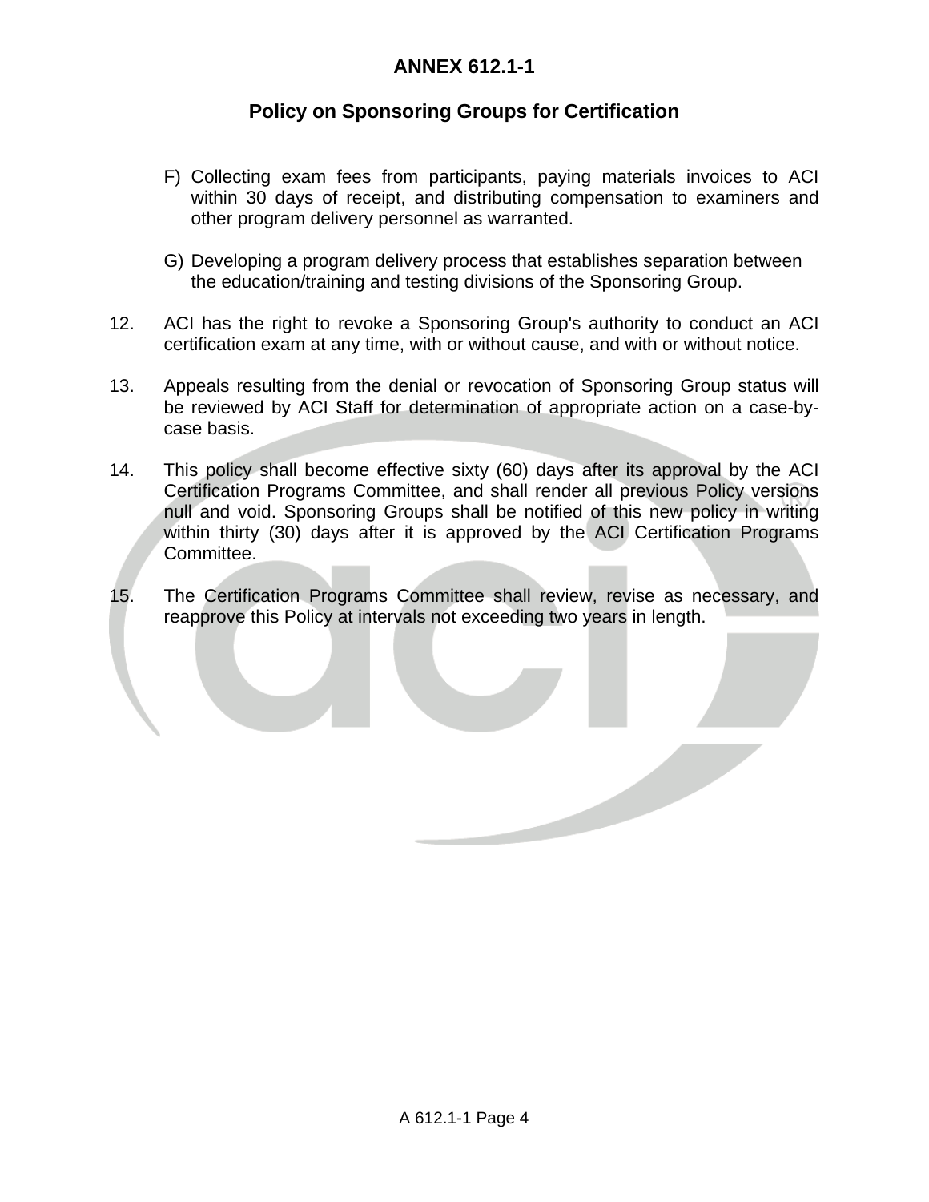# ANNEX 612.1-1

## Policy on Sponsoring Groups for Certification

F) Collecting exam fees from participants, paying materials invoices to ACI within 30 days of receipt, and distributing compensation to examiners and other program delivery personnel as warranted.

G) Developing a program delivery process that establishes separation between the education/training and testing divisions of the Sponsoring Group.

12. ACI has the right to revoke a Sponsoring Group's authority to conduct an ACI certification exam at any time, with or without cause, and with or without notice.

13. Appeals resulting from the denial or revocation of Sponsoring Group status will be reviewed by ACI Staff for determination of appropriate action on a case-by-case basis.

14. This policy shall become effective sixty (60) days after its approval by the ACI Certification Programs Committee, and shall render all previous Policy versions null and void. Sponsoring Groups shall be notified of this new policy in writing within thirty (30) days after it is approved by the ACI Certification Programs Committee.

15. The Certification Programs Committee shall review, revise as necessary, and reapprove this Policy at intervals not exceeding two years in length.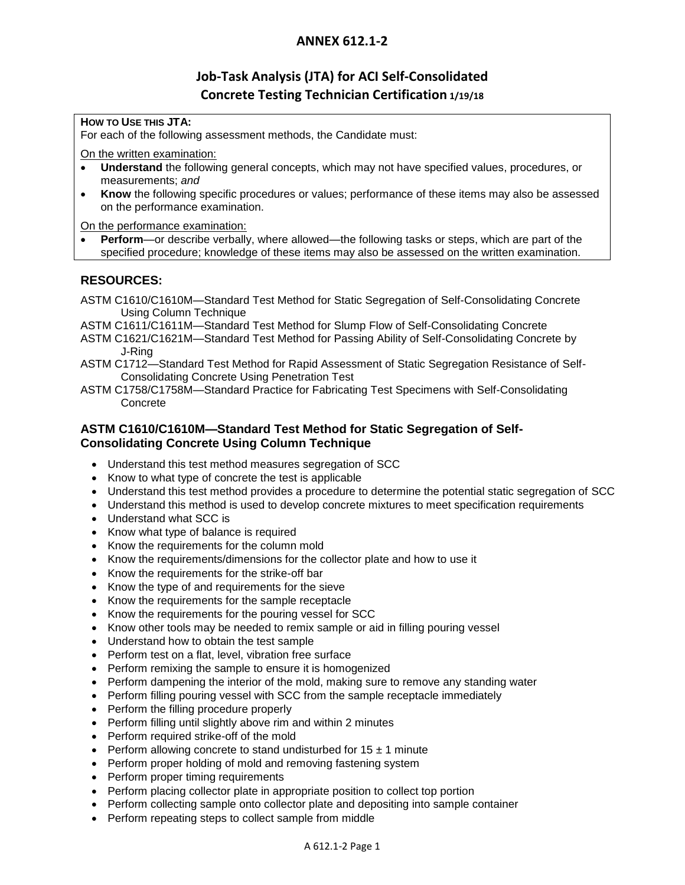# ANNEX 612.1-2

## Job-Task Analysis (JTA) for ACI Self-Consolidated Concrete Testing Technician Certification 1/19/18

**HOW TO USE THIS JTA:**
For each of the following assessment methods, the Candidate must:

On the written examination:

- **Understand** the following general concepts, which may not have specified values, procedures, or measurements; *and*
- **Know** the following specific procedures or values; performance of these items may also be assessed on the performance examination.

On the performance examination:

- **Perform**—or describe verbally, where allowed—the following tasks or steps, which are part of the specified procedure; knowledge of these items may also be assessed on the written examination.

## RESOURCES:

ASTM C1610/C1610M—Standard Test Method for Static Segregation of Self-Consolidating Concrete Using Column Technique
ASTM C1611/C1611M—Standard Test Method for Slump Flow of Self-Consolidating Concrete
ASTM C1621/C1621M—Standard Test Method for Passing Ability of Self-Consolidating Concrete by J-Ring
ASTM C1712—Standard Test Method for Rapid Assessment of Static Segregation Resistance of Self-Consolidating Concrete Using Penetration Test
ASTM C1758/C1758M—Standard Practice for Fabricating Test Specimens with Self-Consolidating Concrete

### ASTM C1610/C1610M—Standard Test Method for Static Segregation of Self-Consolidating Concrete Using Column Technique

- Understand this test method measures segregation of SCC
- Know to what type of concrete the test is applicable
- Understand this test method provides a procedure to determine the potential static segregation of SCC
- Understand this method is used to develop concrete mixtures to meet specification requirements
- Understand what SCC is
- Know what type of balance is required
- Know the requirements for the column mold
- Know the requirements/dimensions for the collector plate and how to use it
- Know the requirements for the strike-off bar
- Know the type of and requirements for the sieve
- Know the requirements for the sample receptacle
- Know the requirements for the pouring vessel for SCC
- Know other tools may be needed to remix sample or aid in filling pouring vessel
- Understand how to obtain the test sample
- Perform test on a flat, level, vibration free surface
- Perform remixing the sample to ensure it is homogenized
- Perform dampening the interior of the mold, making sure to remove any standing water
- Perform filling pouring vessel with SCC from the sample receptacle immediately
- Perform the filling procedure properly
- Perform filling until slightly above rim and within 2 minutes
- Perform required strike-off of the mold
- Perform allowing concrete to stand undisturbed for 15 ± 1 minute
- Perform proper holding of mold and removing fastening system
- Perform proper timing requirements
- Perform placing collector plate in appropriate position to collect top portion
- Perform collecting sample onto collector plate and depositing into sample container
- Perform repeating steps to collect sample from middle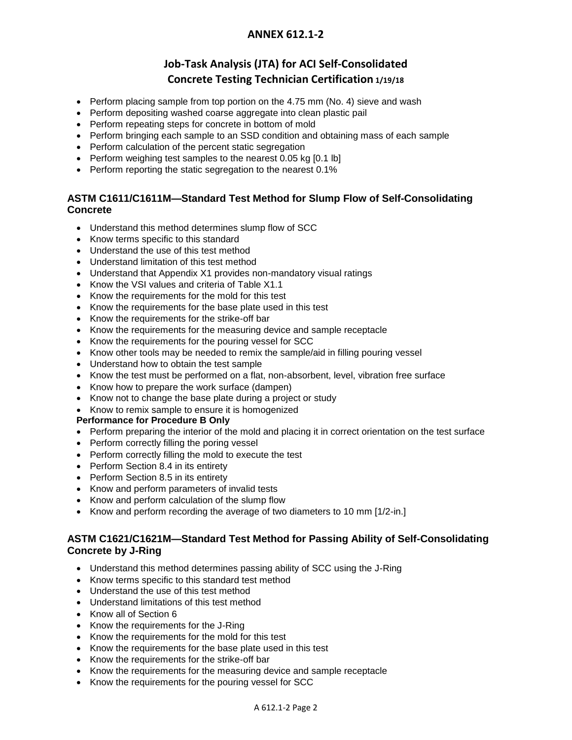- Perform placing sample from top portion on the 4.75 mm (No. 4) sieve and wash
- Perform depositing washed coarse aggregate into clean plastic pail
- Perform repeating steps for concrete in bottom of mold
- Perform bringing each sample to an SSD condition and obtaining mass of each sample
- Perform calculation of the percent static segregation
- Perform weighing test samples to the nearest 0.05 kg [0.1 lb]
- Perform reporting the static segregation to the nearest 0.1%

### ASTM C1611/C1611M—Standard Test Method for Slump Flow of Self-Consolidating Concrete

- Understand this method determines slump flow of SCC
- Know terms specific to this standard
- Understand the use of this test method
- Understand limitation of this test method
- Understand that Appendix X1 provides non-mandatory visual ratings
- Know the VSI values and criteria of Table X1.1
- Know the requirements for the mold for this test
- Know the requirements for the base plate used in this test
- Know the requirements for the strike-off bar
- Know the requirements for the measuring device and sample receptacle
- Know the requirements for the pouring vessel for SCC
- Know other tools may be needed to remix the sample/aid in filling pouring vessel
- Understand how to obtain the test sample
- Know the test must be performed on a flat, non-absorbent, level, vibration free surface
- Know how to prepare the work surface (dampen)
- Know not to change the base plate during a project or study
- Know to remix sample to ensure it is homogenized

**Performance for Procedure B Only**

- Perform preparing the interior of the mold and placing it in correct orientation on the test surface
- Perform correctly filling the poring vessel
- Perform correctly filling the mold to execute the test
- Perform Section 8.4 in its entirety
- Perform Section 8.5 in its entirety
- Know and perform parameters of invalid tests
- Know and perform calculation of the slump flow
- Know and perform recording the average of two diameters to 10 mm [1/2-in.]

### ASTM C1621/C1621M—Standard Test Method for Passing Ability of Self-Consolidating Concrete by J-Ring

- Understand this method determines passing ability of SCC using the J-Ring
- Know terms specific to this standard test method
- Understand the use of this test method
- Understand limitations of this test method
- Know all of Section 6
- Know the requirements for the J-Ring
- Know the requirements for the mold for this test
- Know the requirements for the base plate used in this test
- Know the requirements for the strike-off bar
- Know the requirements for the measuring device and sample receptacle
- Know the requirements for the pouring vessel for SCC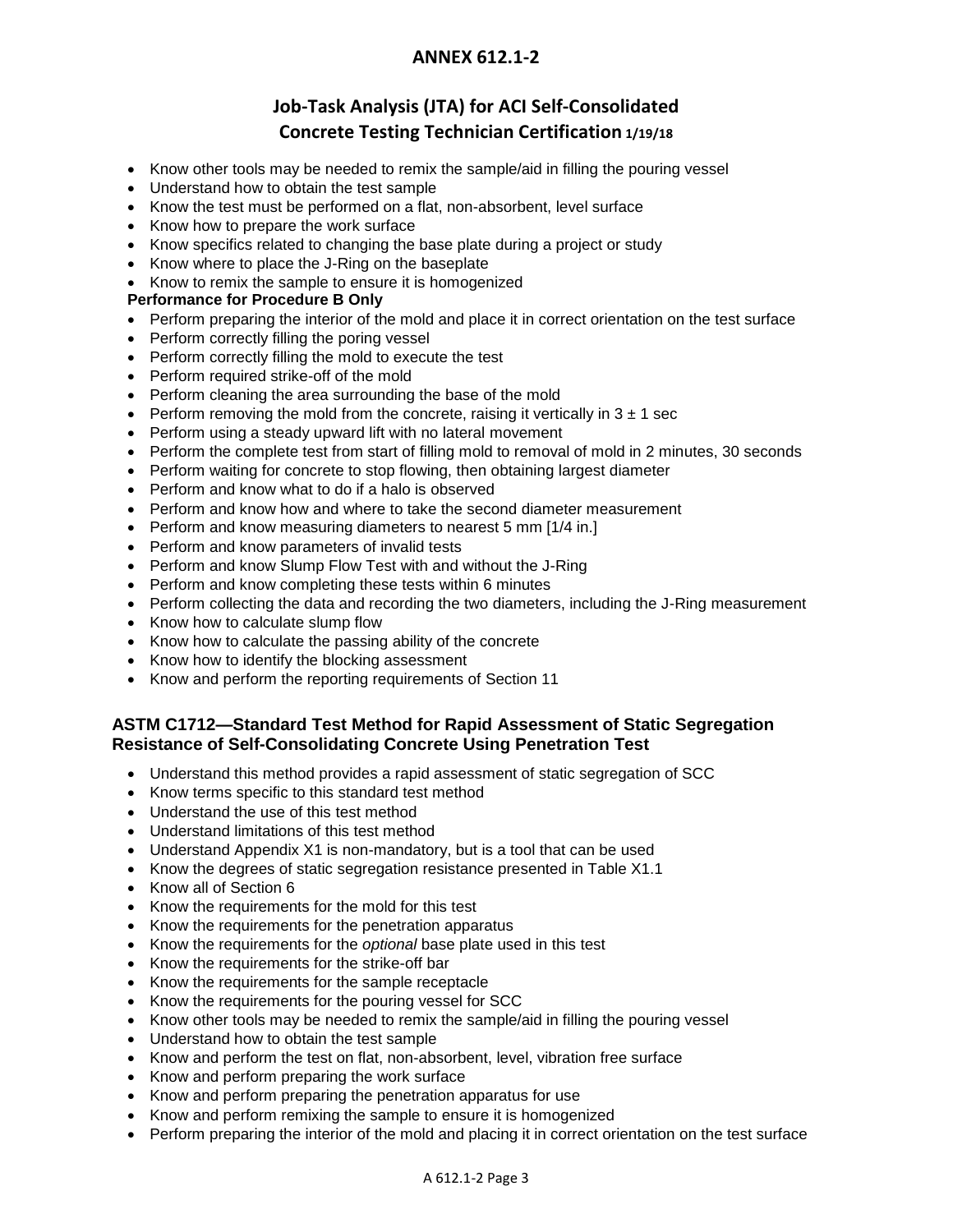# ANNEX 612.1-2

## Job-Task Analysis (JTA) for ACI Self-Consolidated Concrete Testing Technician Certification 1/19/18

- Know other tools may be needed to remix the sample/aid in filling the pouring vessel
- Understand how to obtain the test sample
- Know the test must be performed on a flat, non-absorbent, level surface
- Know how to prepare the work surface
- Know specifics related to changing the base plate during a project or study
- Know where to place the J-Ring on the baseplate
- Know to remix the sample to ensure it is homogenized

**Performance for Procedure B Only**

- Perform preparing the interior of the mold and place it in correct orientation on the test surface
- Perform correctly filling the poring vessel
- Perform correctly filling the mold to execute the test
- Perform required strike-off of the mold
- Perform cleaning the area surrounding the base of the mold
- Perform removing the mold from the concrete, raising it vertically in 3 ± 1 sec
- Perform using a steady upward lift with no lateral movement
- Perform the complete test from start of filling mold to removal of mold in 2 minutes, 30 seconds
- Perform waiting for concrete to stop flowing, then obtaining largest diameter
- Perform and know what to do if a halo is observed
- Perform and know how and where to take the second diameter measurement
- Perform and know measuring diameters to nearest 5 mm [1/4 in.]
- Perform and know parameters of invalid tests
- Perform and know Slump Flow Test with and without the J-Ring
- Perform and know completing these tests within 6 minutes
- Perform collecting the data and recording the two diameters, including the J-Ring measurement
- Know how to calculate slump flow
- Know how to calculate the passing ability of the concrete
- Know how to identify the blocking assessment
- Know and perform the reporting requirements of Section 11

### ASTM C1712—Standard Test Method for Rapid Assessment of Static Segregation Resistance of Self-Consolidating Concrete Using Penetration Test

- Understand this method provides a rapid assessment of static segregation of SCC
- Know terms specific to this standard test method
- Understand the use of this test method
- Understand limitations of this test method
- Understand Appendix X1 is non-mandatory, but is a tool that can be used
- Know the degrees of static segregation resistance presented in Table X1.1
- Know all of Section 6
- Know the requirements for the mold for this test
- Know the requirements for the penetration apparatus
- Know the requirements for the *optional* base plate used in this test
- Know the requirements for the strike-off bar
- Know the requirements for the sample receptacle
- Know the requirements for the pouring vessel for SCC
- Know other tools may be needed to remix the sample/aid in filling the pouring vessel
- Understand how to obtain the test sample
- Know and perform the test on flat, non-absorbent, level, vibration free surface
- Know and perform preparing the work surface
- Know and perform preparing the penetration apparatus for use
- Know and perform remixing the sample to ensure it is homogenized
- Perform preparing the interior of the mold and placing it in correct orientation on the test surface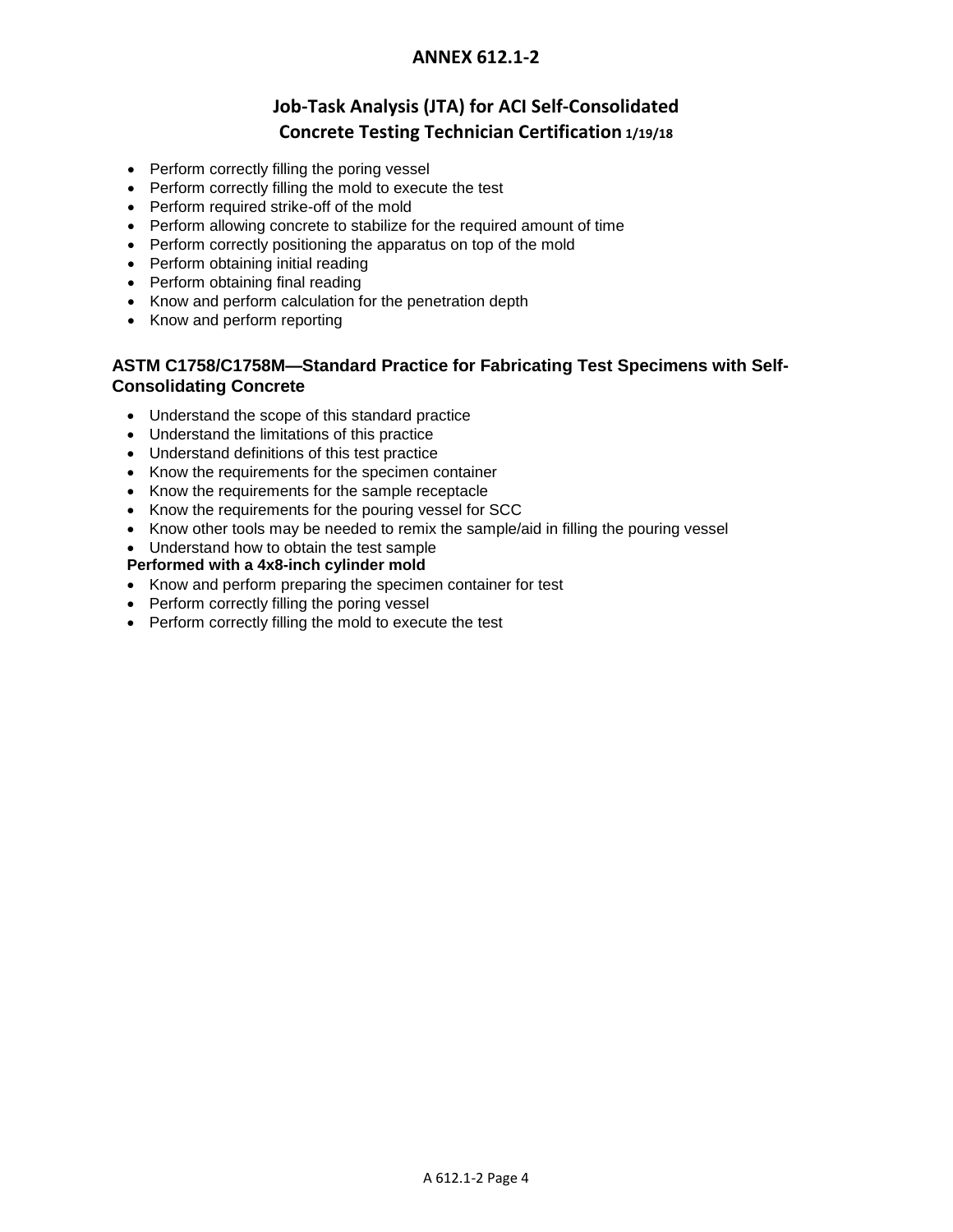- Perform correctly filling the poring vessel
- Perform correctly filling the mold to execute the test
- Perform required strike-off of the mold
- Perform allowing concrete to stabilize for the required amount of time
- Perform correctly positioning the apparatus on top of the mold
- Perform obtaining initial reading
- Perform obtaining final reading
- Know and perform calculation for the penetration depth
- Know and perform reporting

### ASTM C1758/C1758M—Standard Practice for Fabricating Test Specimens with Self-Consolidating Concrete

- Understand the scope of this standard practice
- Understand the limitations of this practice
- Understand definitions of this test practice
- Know the requirements for the specimen container
- Know the requirements for the sample receptacle
- Know the requirements for the pouring vessel for SCC
- Know other tools may be needed to remix the sample/aid in filling the pouring vessel
- Understand how to obtain the test sample

**Performed with a 4x8-inch cylinder mold**

- Know and perform preparing the specimen container for test
- Perform correctly filling the poring vessel
- Perform correctly filling the mold to execute the test